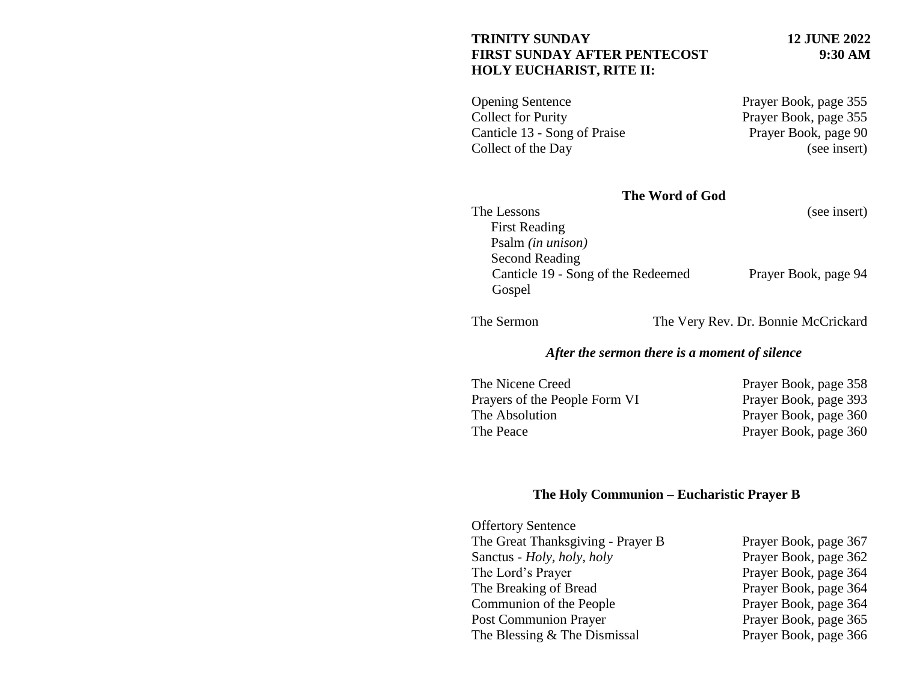**TRINITY SUNDAY** **12 JUNE 2022**
**FIRST SUNDAY AFTER PENTECOST** **9:30 AM**
**HOLY EUCHARIST, RITE II:**

| | |
|---|---|
| Opening Sentence | Prayer Book, page 355 |
| Collect for Purity | Prayer Book, page 355 |
| Canticle 13 - Song of Praise | Prayer Book, page 90 |
| Collect of the Day | (see insert) |

## The Word of God

| | |
|---|---|
| The Lessons | (see insert) |
| First Reading | |
| Psalm *(in unison)* | |
| Second Reading | |
| Canticle 19 - Song of the Redeemed | Prayer Book, page 94 |
| Gospel | |

| | |
|---|---|
| The Sermon | The Very Rev. Dr. Bonnie McCrickard |

***After the sermon there is a moment of silence***

| | |
|---|---|
| The Nicene Creed | Prayer Book, page 358 |
| Prayers of the People Form VI | Prayer Book, page 393 |
| The Absolution | Prayer Book, page 360 |
| The Peace | Prayer Book, page 360 |

## The Holy Communion – Eucharistic Prayer B

| | |
|---|---|
| Offertory Sentence | |
| The Great Thanksgiving - Prayer B | Prayer Book, page 367 |
| Sanctus - *Holy, holy, holy* | Prayer Book, page 362 |
| The Lord's Prayer | Prayer Book, page 364 |
| The Breaking of Bread | Prayer Book, page 364 |
| Communion of the People | Prayer Book, page 364 |
| Post Communion Prayer | Prayer Book, page 365 |
| The Blessing & The Dismissal | Prayer Book, page 366 |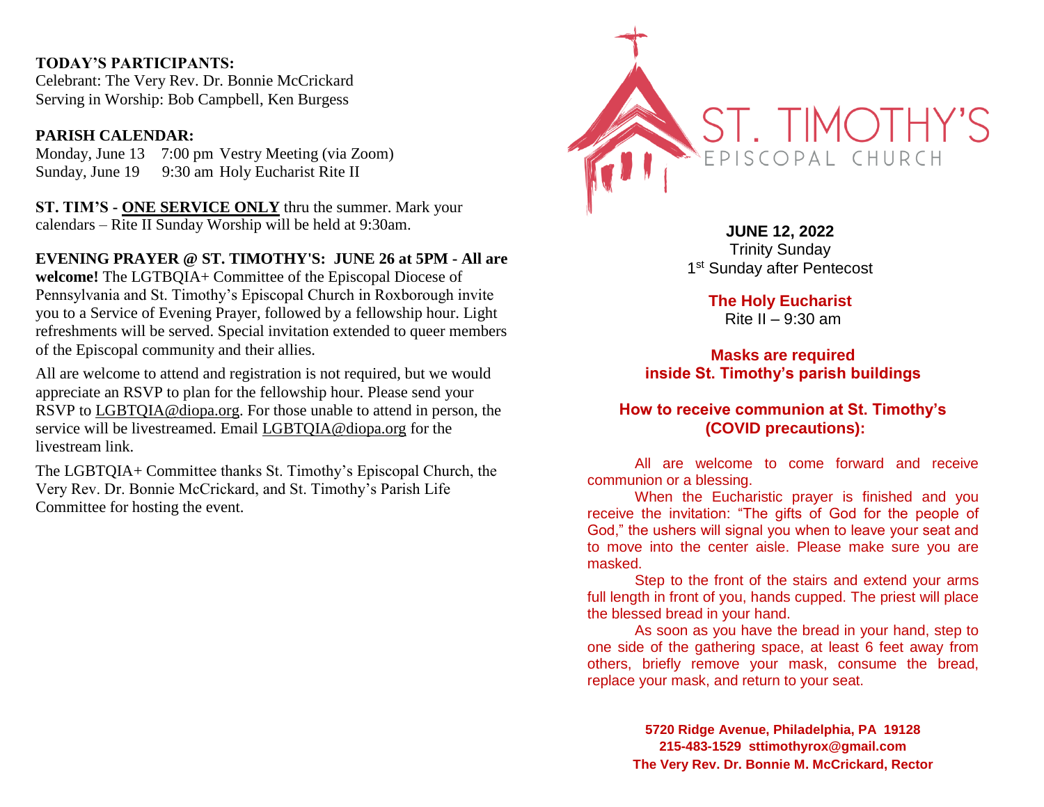**TODAY'S PARTICIPANTS:**
Celebrant: The Very Rev. Dr. Bonnie McCrickard
Serving in Worship: Bob Campbell, Ken Burgess

**PARISH CALENDAR:**

| | | |
|---|---|---|
| Monday, June 13 | 7:00 pm | Vestry Meeting (via Zoom) |
| Sunday, June 19 | 9:30 am | Holy Eucharist Rite II |

**ST. TIM'S - ONE SERVICE ONLY** thru the summer. Mark your calendars – Rite II Sunday Worship will be held at 9:30am.

**EVENING PRAYER @ ST. TIMOTHY'S: JUNE 26 at 5PM - All are welcome!** The LGTBQIA+ Committee of the Episcopal Diocese of Pennsylvania and St. Timothy's Episcopal Church in Roxborough invite you to a Service of Evening Prayer, followed by a fellowship hour. Light refreshments will be served. Special invitation extended to queer members of the Episcopal community and their allies.

All are welcome to attend and registration is not required, but we would appreciate an RSVP to plan for the fellowship hour. Please send your RSVP to LGBTQIA@diopa.org. For those unable to attend in person, the service will be livestreamed. Email LGBTQIA@diopa.org for the livestream link.

The LGBTQIA+ Committee thanks St. Timothy's Episcopal Church, the Very Rev. Dr. Bonnie McCrickard, and St. Timothy's Parish Life Committee for hosting the event.

# ST. TIMOTHY'S
EPISCOPAL CHURCH

**JUNE 12, 2022**
Trinity Sunday
1st Sunday after Pentecost

**The Holy Eucharist**
Rite II – 9:30 am

**Masks are required inside St. Timothy's parish buildings**

**How to receive communion at St. Timothy's (COVID precautions):**

All are welcome to come forward and receive communion or a blessing.

When the Eucharistic prayer is finished and you receive the invitation: "The gifts of God for the people of God," the ushers will signal you when to leave your seat and to move into the center aisle. Please make sure you are masked.

Step to the front of the stairs and extend your arms full length in front of you, hands cupped. The priest will place the blessed bread in your hand.

As soon as you have the bread in your hand, step to one side of the gathering space, at least 6 feet away from others, briefly remove your mask, consume the bread, replace your mask, and return to your seat.

**5720 Ridge Avenue, Philadelphia, PA 19128**
**215-483-1529 sttimothyrox@gmail.com**
**The Very Rev. Dr. Bonnie M. McCrickard, Rector**